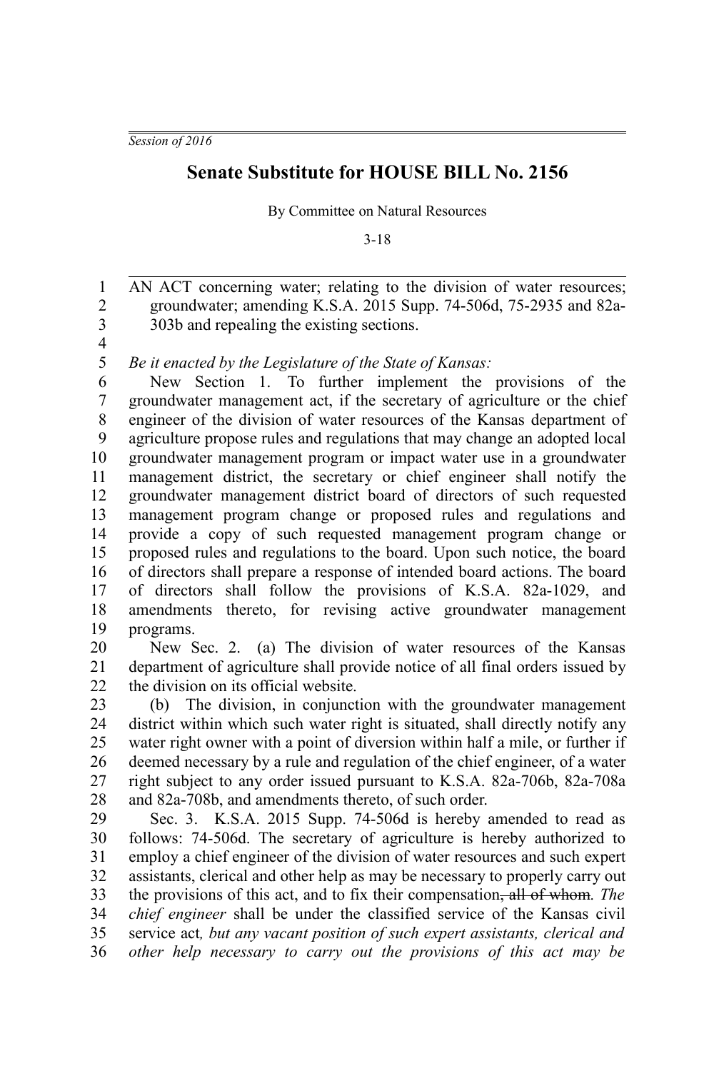*Session of 2016*

# Senate Substitute for HOUSE BILL No. 2156

By Committee on Natural Resources

3-18

AN ACT concerning water; relating to the division of water resources; groundwater; amending K.S.A. 2015 Supp. 74-506d, 75-2935 and 82a-303b and repealing the existing sections.

*Be it enacted by the Legislature of the State of Kansas:*

New Section 1. To further implement the provisions of the groundwater management act, if the secretary of agriculture or the chief engineer of the division of water resources of the Kansas department of agriculture propose rules and regulations that may change an adopted local groundwater management program or impact water use in a groundwater management district, the secretary or chief engineer shall notify the groundwater management district board of directors of such requested management program change or proposed rules and regulations and provide a copy of such requested management program change or proposed rules and regulations to the board. Upon such notice, the board of directors shall prepare a response of intended board actions. The board of directors shall follow the provisions of K.S.A. 82a-1029, and amendments thereto, for revising active groundwater management programs.

New Sec. 2. (a) The division of water resources of the Kansas department of agriculture shall provide notice of all final orders issued by the division on its official website.

(b) The division, in conjunction with the groundwater management district within which such water right is situated, shall directly notify any water right owner with a point of diversion within half a mile, or further if deemed necessary by a rule and regulation of the chief engineer, of a water right subject to any order issued pursuant to K.S.A. 82a-706b, 82a-708a and 82a-708b, and amendments thereto, of such order.

Sec. 3. K.S.A. 2015 Supp. 74-506d is hereby amended to read as follows: 74-506d. The secretary of agriculture is hereby authorized to employ a chief engineer of the division of water resources and such expert assistants, clerical and other help as may be necessary to properly carry out the provisions of this act, and to fix their compensation~~, all of whom~~*. The chief engineer* shall be under the classified service of the Kansas civil service act*, but any vacant position of such expert assistants, clerical and other help necessary to carry out the provisions of this act may be*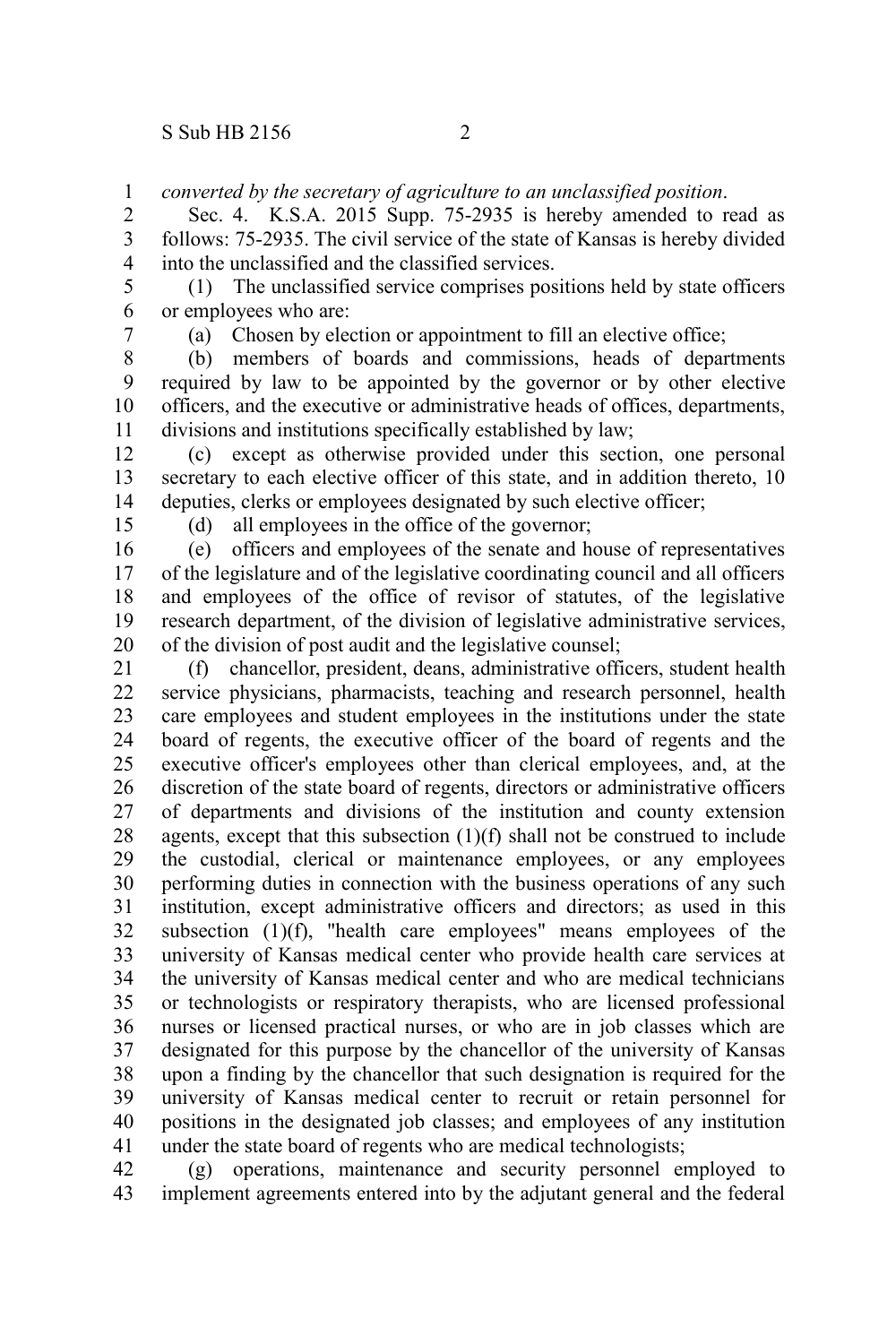*converted by the secretary of agriculture to an unclassified position*.

Sec. 4. K.S.A. 2015 Supp. 75-2935 is hereby amended to read as follows: 75-2935. The civil service of the state of Kansas is hereby divided into the unclassified and the classified services.

(1) The unclassified service comprises positions held by state officers or employees who are:

(a) Chosen by election or appointment to fill an elective office;

(b) members of boards and commissions, heads of departments required by law to be appointed by the governor or by other elective officers, and the executive or administrative heads of offices, departments, divisions and institutions specifically established by law;

(c) except as otherwise provided under this section, one personal secretary to each elective officer of this state, and in addition thereto, 10 deputies, clerks or employees designated by such elective officer;

(d) all employees in the office of the governor;

(e) officers and employees of the senate and house of representatives of the legislature and of the legislative coordinating council and all officers and employees of the office of revisor of statutes, of the legislative research department, of the division of legislative administrative services, of the division of post audit and the legislative counsel;

(f) chancellor, president, deans, administrative officers, student health service physicians, pharmacists, teaching and research personnel, health care employees and student employees in the institutions under the state board of regents, the executive officer of the board of regents and the executive officer's employees other than clerical employees, and, at the discretion of the state board of regents, directors or administrative officers of departments and divisions of the institution and county extension agents, except that this subsection (1)(f) shall not be construed to include the custodial, clerical or maintenance employees, or any employees performing duties in connection with the business operations of any such institution, except administrative officers and directors; as used in this subsection (1)(f), "health care employees" means employees of the university of Kansas medical center who provide health care services at the university of Kansas medical center and who are medical technicians or technologists or respiratory therapists, who are licensed professional nurses or licensed practical nurses, or who are in job classes which are designated for this purpose by the chancellor of the university of Kansas upon a finding by the chancellor that such designation is required for the university of Kansas medical center to recruit or retain personnel for positions in the designated job classes; and employees of any institution under the state board of regents who are medical technologists;

(g) operations, maintenance and security personnel employed to implement agreements entered into by the adjutant general and the federal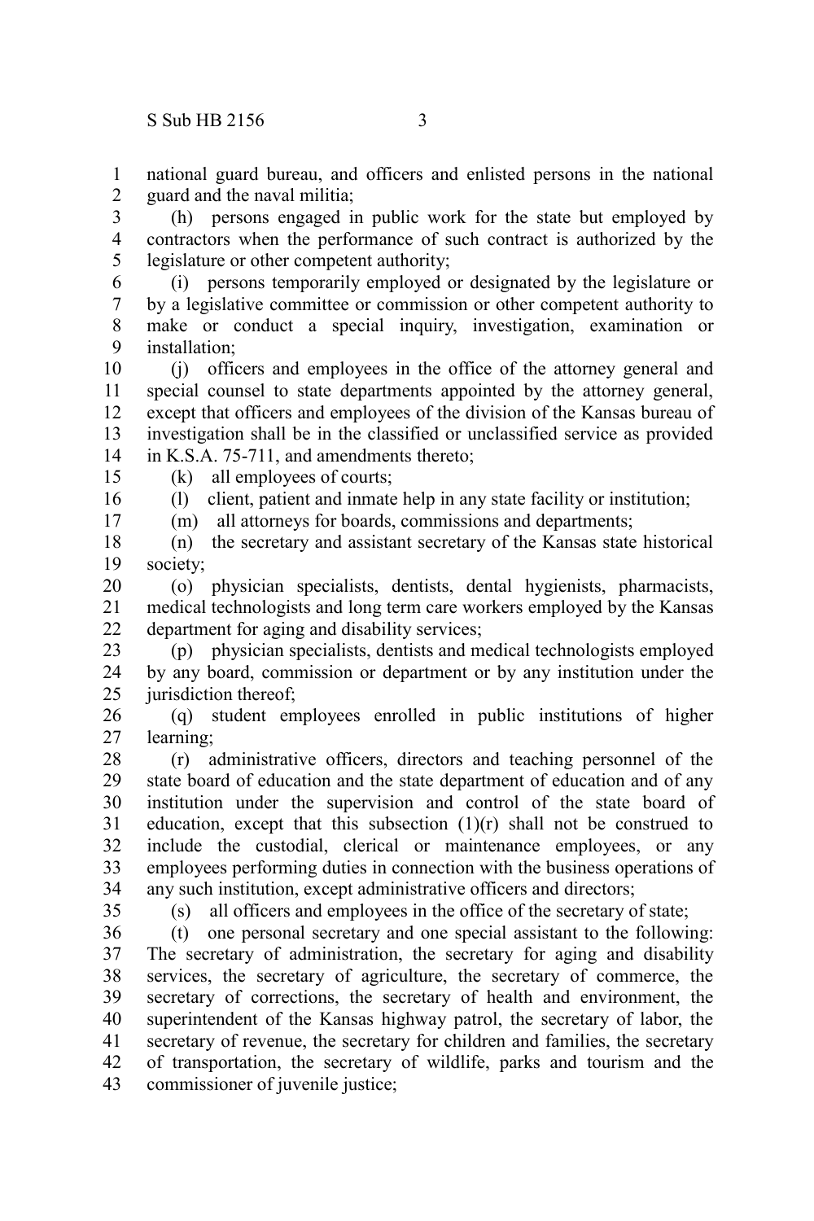national guard bureau, and officers and enlisted persons in the national guard and the naval militia;

(h) persons engaged in public work for the state but employed by contractors when the performance of such contract is authorized by the legislature or other competent authority;

(i) persons temporarily employed or designated by the legislature or by a legislative committee or commission or other competent authority to make or conduct a special inquiry, investigation, examination or installation;

(j) officers and employees in the office of the attorney general and special counsel to state departments appointed by the attorney general, except that officers and employees of the division of the Kansas bureau of investigation shall be in the classified or unclassified service as provided in K.S.A. 75-711, and amendments thereto;

(k) all employees of courts;

(l) client, patient and inmate help in any state facility or institution;

(m) all attorneys for boards, commissions and departments;

(n) the secretary and assistant secretary of the Kansas state historical society;

(o) physician specialists, dentists, dental hygienists, pharmacists, medical technologists and long term care workers employed by the Kansas department for aging and disability services;

(p) physician specialists, dentists and medical technologists employed by any board, commission or department or by any institution under the jurisdiction thereof;

(q) student employees enrolled in public institutions of higher learning;

(r) administrative officers, directors and teaching personnel of the state board of education and the state department of education and of any institution under the supervision and control of the state board of education, except that this subsection (1)(r) shall not be construed to include the custodial, clerical or maintenance employees, or any employees performing duties in connection with the business operations of any such institution, except administrative officers and directors;

(s) all officers and employees in the office of the secretary of state;

(t) one personal secretary and one special assistant to the following: The secretary of administration, the secretary for aging and disability services, the secretary of agriculture, the secretary of commerce, the secretary of corrections, the secretary of health and environment, the superintendent of the Kansas highway patrol, the secretary of labor, the secretary of revenue, the secretary for children and families, the secretary of transportation, the secretary of wildlife, parks and tourism and the commissioner of juvenile justice;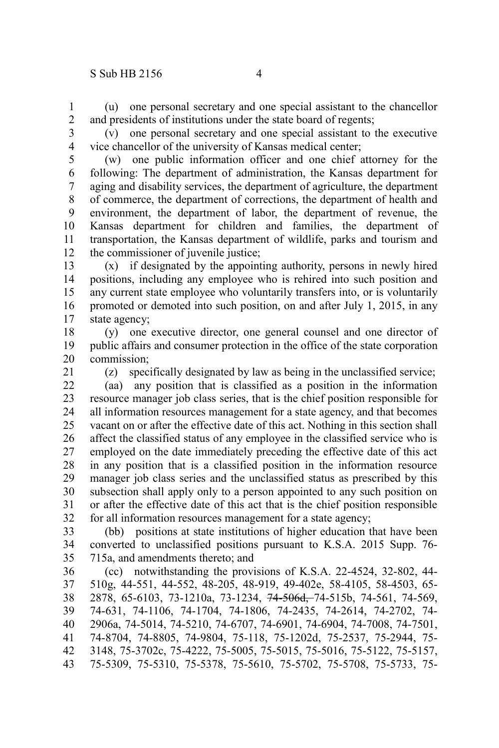(u) one personal secretary and one special assistant to the chancellor and presidents of institutions under the state board of regents;

(v) one personal secretary and one special assistant to the executive vice chancellor of the university of Kansas medical center;

(w) one public information officer and one chief attorney for the following: The department of administration, the Kansas department for aging and disability services, the department of agriculture, the department of commerce, the department of corrections, the department of health and environment, the department of labor, the department of revenue, the Kansas department for children and families, the department of transportation, the Kansas department of wildlife, parks and tourism and the commissioner of juvenile justice;

(x) if designated by the appointing authority, persons in newly hired positions, including any employee who is rehired into such position and any current state employee who voluntarily transfers into, or is voluntarily promoted or demoted into such position, on and after July 1, 2015, in any state agency;

(y) one executive director, one general counsel and one director of public affairs and consumer protection in the office of the state corporation commission;

(z) specifically designated by law as being in the unclassified service;

(aa) any position that is classified as a position in the information resource manager job class series, that is the chief position responsible for all information resources management for a state agency, and that becomes vacant on or after the effective date of this act. Nothing in this section shall affect the classified status of any employee in the classified service who is employed on the date immediately preceding the effective date of this act in any position that is a classified position in the information resource manager job class series and the unclassified status as prescribed by this subsection shall apply only to a person appointed to any such position on or after the effective date of this act that is the chief position responsible for all information resources management for a state agency;

(bb) positions at state institutions of higher education that have been converted to unclassified positions pursuant to K.S.A. 2015 Supp. 76-715a, and amendments thereto; and

(cc) notwithstanding the provisions of K.S.A. 22-4524, 32-802, 44-510g, 44-551, 44-552, 48-205, 48-919, 49-402e, 58-4105, 58-4503, 65-2878, 65-6103, 73-1210a, 73-1234, ~~74-506d,~~ 74-515b, 74-561, 74-569, 74-631, 74-1106, 74-1704, 74-1806, 74-2435, 74-2614, 74-2702, 74-2906a, 74-5014, 74-5210, 74-6707, 74-6901, 74-6904, 74-7008, 74-7501, 74-8704, 74-8805, 74-9804, 75-118, 75-1202d, 75-2537, 75-2944, 75-3148, 75-3702c, 75-4222, 75-5005, 75-5015, 75-5016, 75-5122, 75-5157, 75-5309, 75-5310, 75-5378, 75-5610, 75-5702, 75-5708, 75-5733, 75-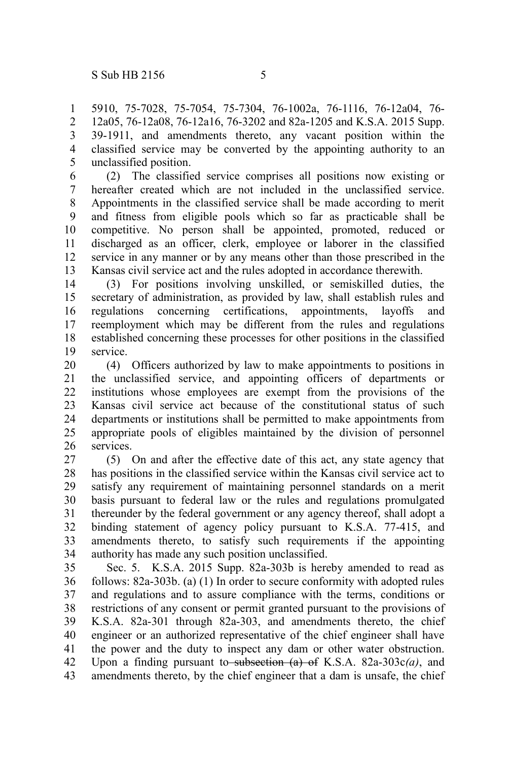5910, 75-7028, 75-7054, 75-7304, 76-1002a, 76-1116, 76-12a04, 76-12a05, 76-12a08, 76-12a16, 76-3202 and 82a-1205 and K.S.A. 2015 Supp. 39-1911, and amendments thereto, any vacant position within the classified service may be converted by the appointing authority to an unclassified position.

(2) The classified service comprises all positions now existing or hereafter created which are not included in the unclassified service. Appointments in the classified service shall be made according to merit and fitness from eligible pools which so far as practicable shall be competitive. No person shall be appointed, promoted, reduced or discharged as an officer, clerk, employee or laborer in the classified service in any manner or by any means other than those prescribed in the Kansas civil service act and the rules adopted in accordance therewith.

(3) For positions involving unskilled, or semiskilled duties, the secretary of administration, as provided by law, shall establish rules and regulations concerning certifications, appointments, layoffs and reemployment which may be different from the rules and regulations established concerning these processes for other positions in the classified service.

(4) Officers authorized by law to make appointments to positions in the unclassified service, and appointing officers of departments or institutions whose employees are exempt from the provisions of the Kansas civil service act because of the constitutional status of such departments or institutions shall be permitted to make appointments from appropriate pools of eligibles maintained by the division of personnel services.

(5) On and after the effective date of this act, any state agency that has positions in the classified service within the Kansas civil service act to satisfy any requirement of maintaining personnel standards on a merit basis pursuant to federal law or the rules and regulations promulgated thereunder by the federal government or any agency thereof, shall adopt a binding statement of agency policy pursuant to K.S.A. 77-415, and amendments thereto, to satisfy such requirements if the appointing authority has made any such position unclassified.

Sec. 5. K.S.A. 2015 Supp. 82a-303b is hereby amended to read as follows: 82a-303b. (a) (1) In order to secure conformity with adopted rules and regulations and to assure compliance with the terms, conditions or restrictions of any consent or permit granted pursuant to the provisions of K.S.A. 82a-301 through 82a-303, and amendments thereto, the chief engineer or an authorized representative of the chief engineer shall have the power and the duty to inspect any dam or other water obstruction. Upon a finding pursuant to ~~subsection (a) of~~ K.S.A. 82a-303c*(a)*, and amendments thereto, by the chief engineer that a dam is unsafe, the chief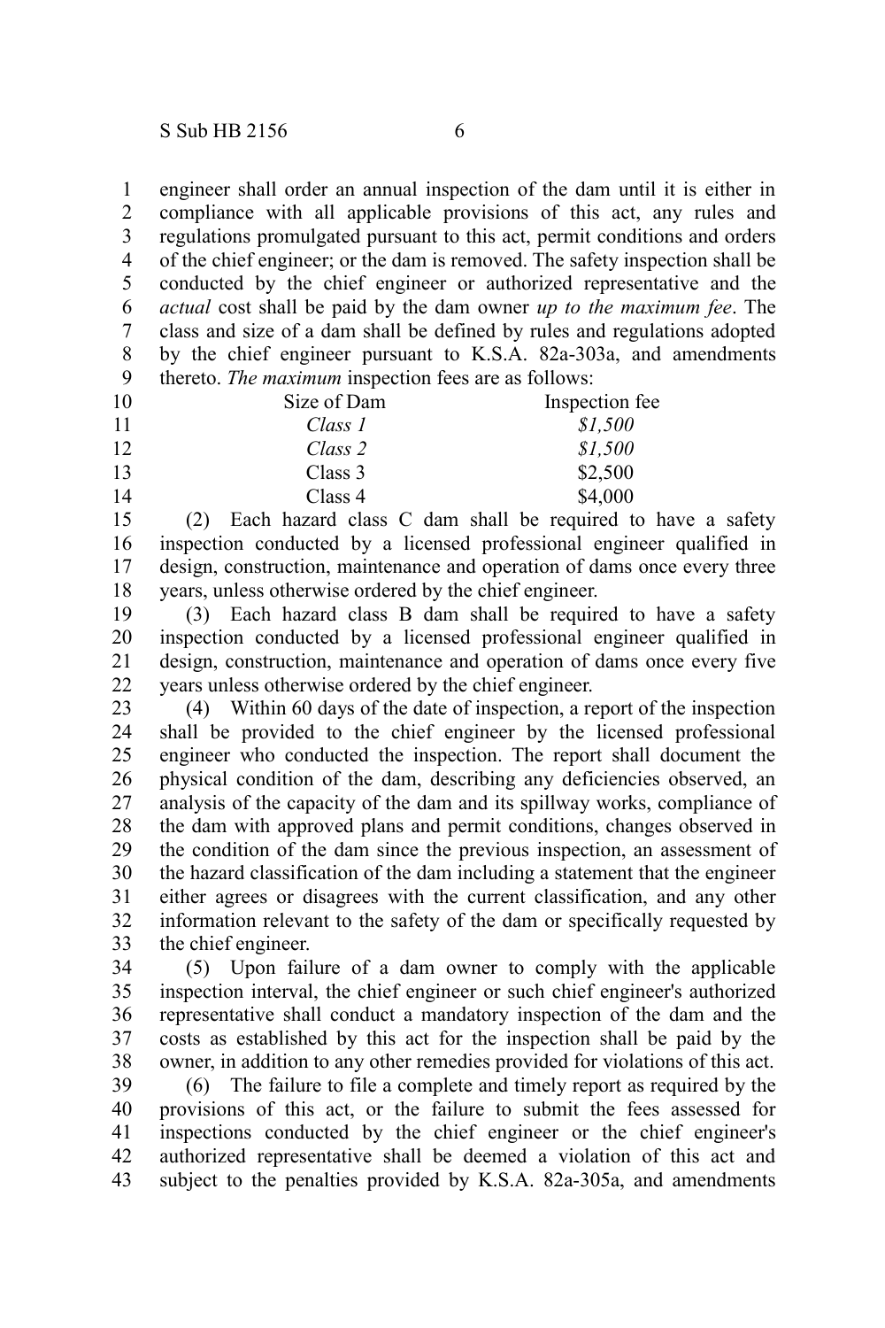engineer shall order an annual inspection of the dam until it is either in compliance with all applicable provisions of this act, any rules and regulations promulgated pursuant to this act, permit conditions and orders of the chief engineer; or the dam is removed. The safety inspection shall be conducted by the chief engineer or authorized representative and the *actual* cost shall be paid by the dam owner *up to the maximum fee*. The class and size of a dam shall be defined by rules and regulations adopted by the chief engineer pursuant to K.S.A. 82a-303a, and amendments thereto. *The maximum* inspection fees are as follows:

| Size of Dam | Inspection fee |
|---|---|
| *Class 1* | *$1,500* |
| *Class 2* | *$1,500* |
| Class 3 | $2,500 |
| Class 4 | $4,000 |

(2) Each hazard class C dam shall be required to have a safety inspection conducted by a licensed professional engineer qualified in design, construction, maintenance and operation of dams once every three years, unless otherwise ordered by the chief engineer.

(3) Each hazard class B dam shall be required to have a safety inspection conducted by a licensed professional engineer qualified in design, construction, maintenance and operation of dams once every five years unless otherwise ordered by the chief engineer.

(4) Within 60 days of the date of inspection, a report of the inspection shall be provided to the chief engineer by the licensed professional engineer who conducted the inspection. The report shall document the physical condition of the dam, describing any deficiencies observed, an analysis of the capacity of the dam and its spillway works, compliance of the dam with approved plans and permit conditions, changes observed in the condition of the dam since the previous inspection, an assessment of the hazard classification of the dam including a statement that the engineer either agrees or disagrees with the current classification, and any other information relevant to the safety of the dam or specifically requested by the chief engineer.

(5) Upon failure of a dam owner to comply with the applicable inspection interval, the chief engineer or such chief engineer's authorized representative shall conduct a mandatory inspection of the dam and the costs as established by this act for the inspection shall be paid by the owner, in addition to any other remedies provided for violations of this act.

(6) The failure to file a complete and timely report as required by the provisions of this act, or the failure to submit the fees assessed for inspections conducted by the chief engineer or the chief engineer's authorized representative shall be deemed a violation of this act and subject to the penalties provided by K.S.A. 82a-305a, and amendments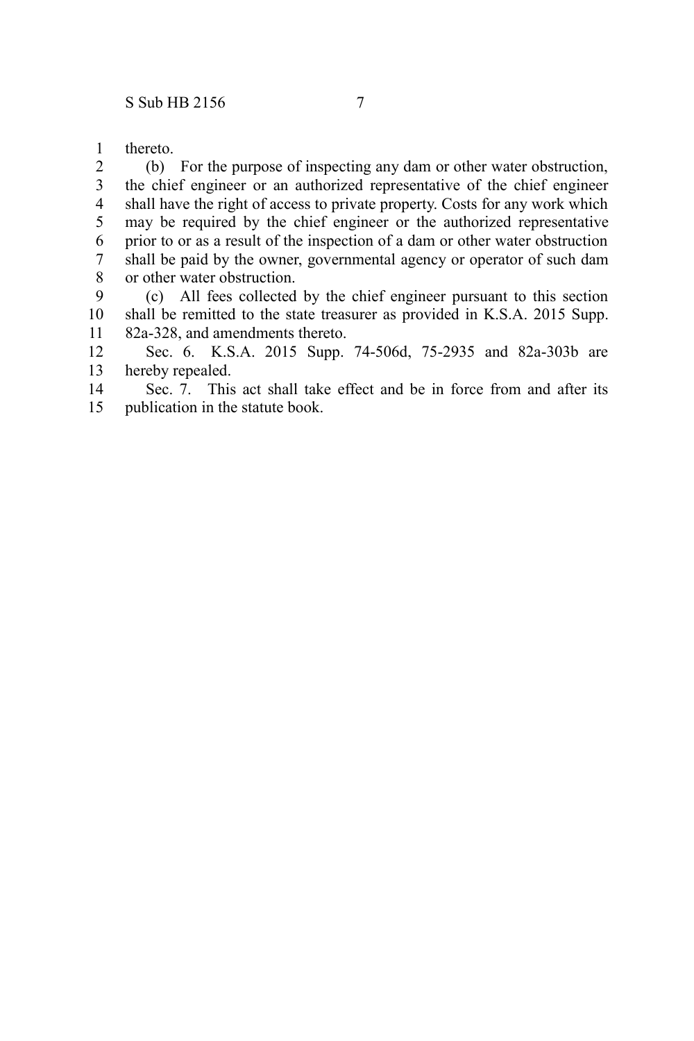thereto.

(b) For the purpose of inspecting any dam or other water obstruction, the chief engineer or an authorized representative of the chief engineer shall have the right of access to private property. Costs for any work which may be required by the chief engineer or the authorized representative prior to or as a result of the inspection of a dam or other water obstruction shall be paid by the owner, governmental agency or operator of such dam or other water obstruction.

(c) All fees collected by the chief engineer pursuant to this section shall be remitted to the state treasurer as provided in K.S.A. 2015 Supp. 82a-328, and amendments thereto.

Sec. 6. K.S.A. 2015 Supp. 74-506d, 75-2935 and 82a-303b are hereby repealed.

Sec. 7. This act shall take effect and be in force from and after its publication in the statute book.